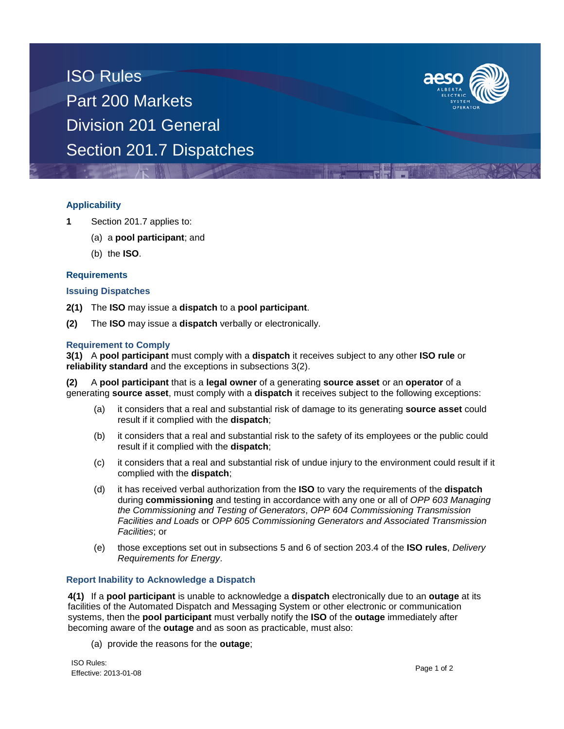# ISO Rules
# Part 200 Markets
# Division 201 General
# Section 201.7 Dispatches

## Applicability

**1** Section 201.7 applies to:

(a) a **pool participant**; and

(b) the **ISO**.

## Requirements

### Issuing Dispatches

**2(1)** The **ISO** may issue a **dispatch** to a **pool participant**.

**(2)** The **ISO** may issue a **dispatch** verbally or electronically.

### Requirement to Comply

**3(1)** A **pool participant** must comply with a **dispatch** it receives subject to any other **ISO rule** or **reliability standard** and the exceptions in subsections 3(2).

**(2)** A **pool participant** that is a **legal owner** of a generating **source asset** or an **operator** of a generating **source asset**, must comply with a **dispatch** it receives subject to the following exceptions:

(a) it considers that a real and substantial risk of damage to its generating **source asset** could result if it complied with the **dispatch**;

(b) it considers that a real and substantial risk to the safety of its employees or the public could result if it complied with the **dispatch**;

(c) it considers that a real and substantial risk of undue injury to the environment could result if it complied with the **dispatch**;

(d) it has received verbal authorization from the **ISO** to vary the requirements of the **dispatch** during **commissioning** and testing in accordance with any one or all of *OPP 603 Managing the Commissioning and Testing of Generators*, *OPP 604 Commissioning Transmission Facilities and Loads* or *OPP 605 Commissioning Generators and Associated Transmission Facilities*; or

(e) those exceptions set out in subsections 5 and 6 of section 203.4 of the **ISO rules**, *Delivery Requirements for Energy*.

### Report Inability to Acknowledge a Dispatch

**4(1)** If a **pool participant** is unable to acknowledge a **dispatch** electronically due to an **outage** at its facilities of the Automated Dispatch and Messaging System or other electronic or communication systems, then the **pool participant** must verbally notify the **ISO** of the **outage** immediately after becoming aware of the **outage** and as soon as practicable, must also:

(a) provide the reasons for the **outage**;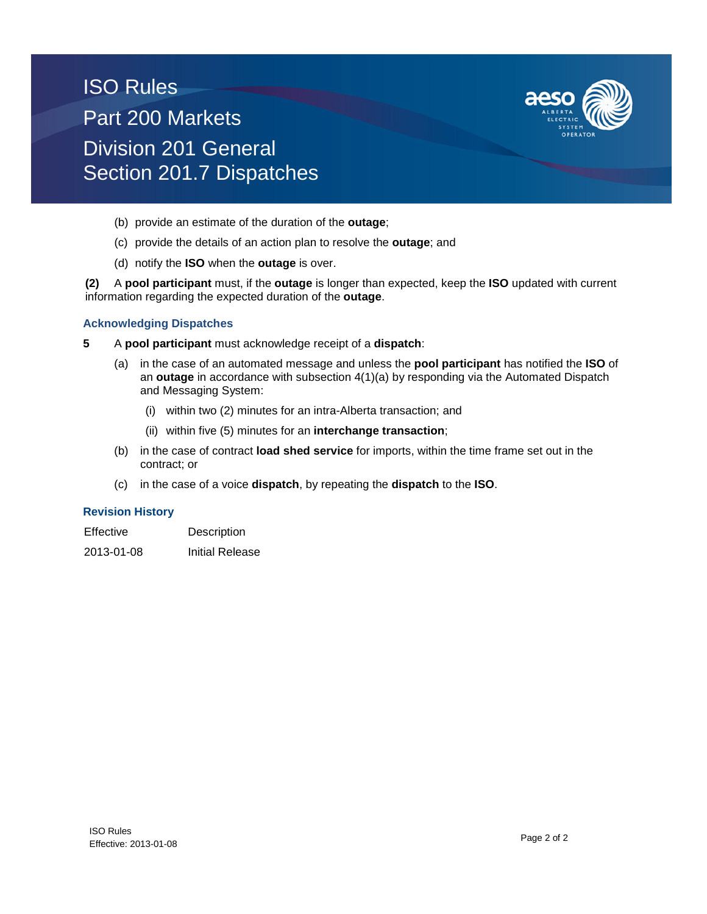(b) provide an estimate of the duration of the **outage**;

(c) provide the details of an action plan to resolve the **outage**; and

(d) notify the **ISO** when the **outage** is over.

**(2)** A **pool participant** must, if the **outage** is longer than expected, keep the **ISO** updated with current information regarding the expected duration of the **outage**.

### Acknowledging Dispatches

**5** A **pool participant** must acknowledge receipt of a **dispatch**:

(a) in the case of an automated message and unless the **pool participant** has notified the **ISO** of an **outage** in accordance with subsection 4(1)(a) by responding via the Automated Dispatch and Messaging System:

(i) within two (2) minutes for an intra-Alberta transaction; and

(ii) within five (5) minutes for an **interchange transaction**;

(b) in the case of contract **load shed service** for imports, within the time frame set out in the contract; or

(c) in the case of a voice **dispatch**, by repeating the **dispatch** to the **ISO**.

### Revision History

| Effective | Description |
| --- | --- |
| 2013-01-08 | Initial Release |